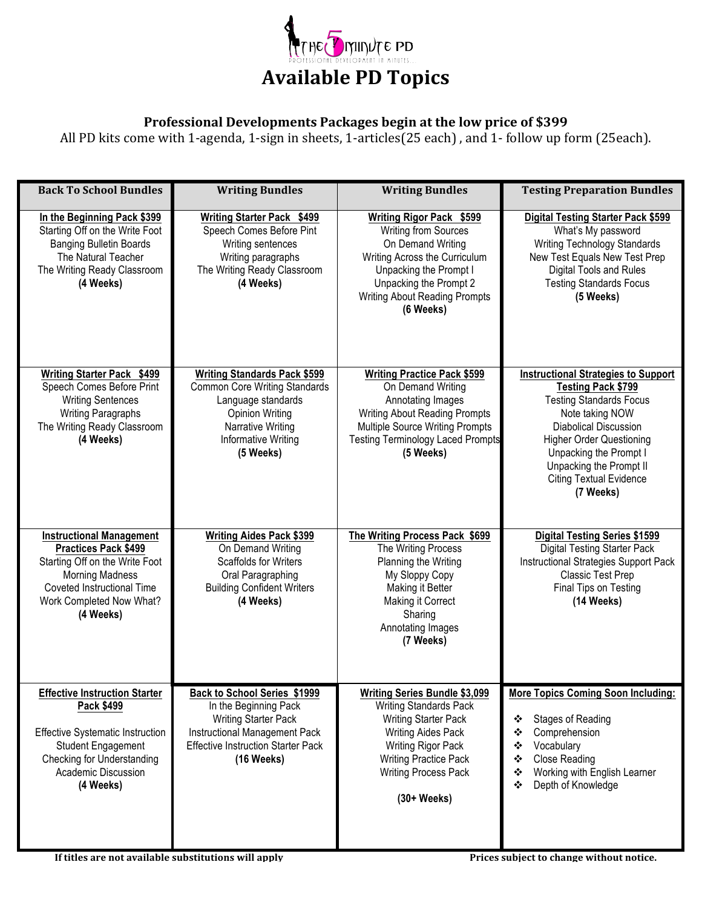# Available PD Topics

**Professional Developments Packages begin at the low price of $399**

All PD kits come with 1-agenda, 1-sign in sheets, 1-articles(25 each) , and 1- follow up form (25each).

| Back To School Bundles | Writing Bundles | Writing Bundles | Testing Preparation Bundles |
|---|---|---|---|
| **In the Beginning Pack $399**<br>Starting Off on the Write Foot<br>Banging Bulletin Boards<br>The Natural Teacher<br>The Writing Ready Classroom<br>**(4 Weeks)** | **Writing Starter Pack $499**<br>Speech Comes Before Pint<br>Writing sentences<br>Writing paragraphs<br>The Writing Ready Classroom<br>**(4 Weeks)** | **Writing Rigor Pack $599**<br>Writing from Sources<br>On Demand Writing<br>Writing Across the Curriculum<br>Unpacking the Prompt I<br>Unpacking the Prompt 2<br>Writing About Reading Prompts<br>**(6 Weeks)** | **Digital Testing Starter Pack $599**<br>What's My password<br>Writing Technology Standards<br>New Test Equals New Test Prep<br>Digital Tools and Rules<br>Testing Standards Focus<br>**(5 Weeks)** |
| **Writing Starter Pack $499**<br>Speech Comes Before Print<br>Writing Sentences<br>Writing Paragraphs<br>The Writing Ready Classroom<br>**(4 Weeks)** | **Writing Standards Pack $599**<br>Common Core Writing Standards<br>Language standards<br>Opinion Writing<br>Narrative Writing<br>Informative Writing<br>**(5 Weeks)** | **Writing Practice Pack $599**<br>On Demand Writing<br>Annotating Images<br>Writing About Reading Prompts<br>Multiple Source Writing Prompts<br>Testing Terminology Laced Prompts<br>**(5 Weeks)** | **Instructional Strategies to Support Testing Pack $799**<br>Testing Standards Focus<br>Note taking NOW<br>Diabolical Discussion<br>Higher Order Questioning<br>Unpacking the Prompt I<br>Unpacking the Prompt II<br>Citing Textual Evidence<br>**(7 Weeks)** |
| **Instructional Management Practices Pack $499**<br>Starting Off on the Write Foot<br>Morning Madness<br>Coveted Instructional Time<br>Work Completed Now What?<br>**(4 Weeks)** | **Writing Aides Pack $399**<br>On Demand Writing<br>Scaffolds for Writers<br>Oral Paragraphing<br>Building Confident Writers<br>**(4 Weeks)** | **The Writing Process Pack $699**<br>The Writing Process<br>Planning the Writing<br>My Sloppy Copy<br>Making it Better<br>Making it Correct<br>Sharing<br>Annotating Images<br>**(7 Weeks)** | **Digital Testing Series $1599**<br>Digital Testing Starter Pack<br>Instructional Strategies Support Pack<br>Classic Test Prep<br>Final Tips on Testing<br>**(14 Weeks)** |
| **Effective Instruction Starter Pack $499**<br>Effective Systematic Instruction<br>Student Engagement<br>Checking for Understanding<br>Academic Discussion<br>**(4 Weeks)** | **Back to School Series $1999**<br>In the Beginning Pack<br>Writing Starter Pack<br>Instructional Management Pack<br>Effective Instruction Starter Pack<br>**(16 Weeks)** | **Writing Series Bundle $3,099**<br>Writing Standards Pack<br>Writing Starter Pack<br>Writing Aides Pack<br>Writing Rigor Pack<br>Writing Practice Pack<br>Writing Process Pack<br>**(30+ Weeks)** | **More Topics Coming Soon Including:**<br>❖ Stages of Reading<br>❖ Comprehension<br>❖ Vocabulary<br>❖ Close Reading<br>❖ Working with English Learner<br>❖ Depth of Knowledge |

**If titles are not available substitutions will apply** **Prices subject to change without notice.**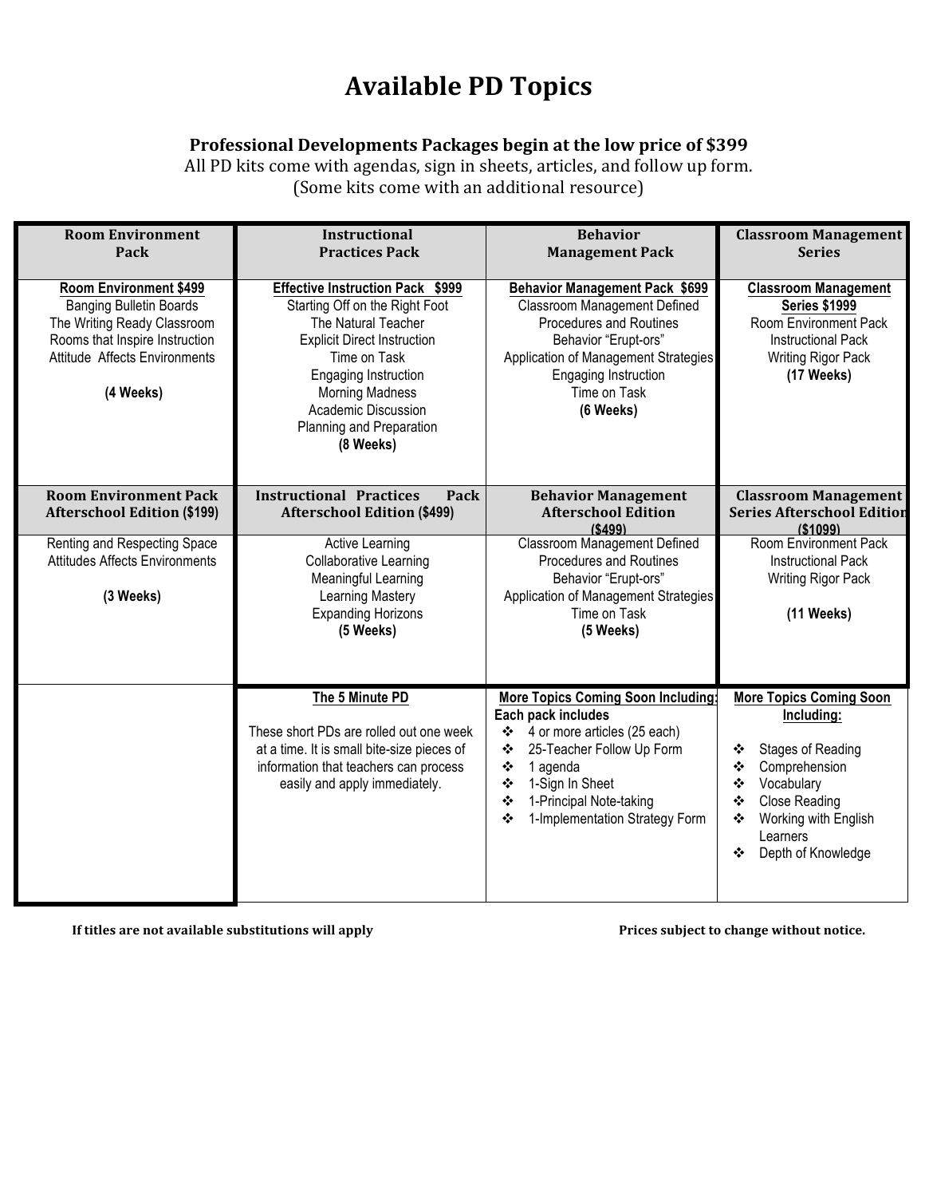# Available PD Topics

**Professional Developments Packages begin at the low price of $399**

All PD kits come with agendas, sign in sheets, articles, and follow up form.
(Some kits come with an additional resource)

| Room Environment Pack | Instructional Practices Pack | Behavior Management Pack | Classroom Management Series |
|---|---|---|---|
| **Room Environment $499**<br>Banging Bulletin Boards<br>The Writing Ready Classroom<br>Rooms that Inspire Instruction<br>Attitude Affects Environments<br><br>**(4 Weeks)** | **Effective Instruction Pack $999**<br>Starting Off on the Right Foot<br>The Natural Teacher<br>Explicit Direct Instruction<br>Time on Task<br>Engaging Instruction<br>Morning Madness<br>Academic Discussion<br>Planning and Preparation<br>**(8 Weeks)** | **Behavior Management Pack $699**<br>Classroom Management Defined<br>Procedures and Routines<br>Behavior "Erupt-ors"<br>Application of Management Strategies<br>Engaging Instruction<br>Time on Task<br>**(6 Weeks)** | **Classroom Management Series $1999**<br>Room Environment Pack<br>Instructional Pack<br>Writing Rigor Pack<br>**(17 Weeks)** |
| **Room Environment Pack Afterschool Edition ($199)** | **Instructional Practices Pack Afterschool Edition ($499)** | **Behavior Management Afterschool Edition ($499)** | **Classroom Management Series Afterschool Edition ($1099)** |
| Renting and Respecting Space<br>Attitudes Affects Environments<br><br>**(3 Weeks)** | Active Learning<br>Collaborative Learning<br>Meaningful Learning<br>Learning Mastery<br>Expanding Horizons<br>**(5 Weeks)** | Classroom Management Defined<br>Procedures and Routines<br>Behavior "Erupt-ors"<br>Application of Management Strategies<br>Time on Task<br>**(5 Weeks)** | Room Environment Pack<br>Instructional Pack<br>Writing Rigor Pack<br><br>**(11 Weeks)** |
| | **The 5 Minute PD**<br><br>These short PDs are rolled out one week at a time. It is small bite-size pieces of information that teachers can process easily and apply immediately. | **More Topics Coming Soon Including:**<br>**Each pack includes**<br>❖ 4 or more articles (25 each)<br>❖ 25-Teacher Follow Up Form<br>❖ 1 agenda<br>❖ 1-Sign In Sheet<br>❖ 1-Principal Note-taking<br>❖ 1-Implementation Strategy Form | **More Topics Coming Soon Including:**<br><br>❖ Stages of Reading<br>❖ Comprehension<br>❖ Vocabulary<br>❖ Close Reading<br>❖ Working with English Learners<br>❖ Depth of Knowledge |

**If titles are not available substitutions will apply**

**Prices subject to change without notice.**